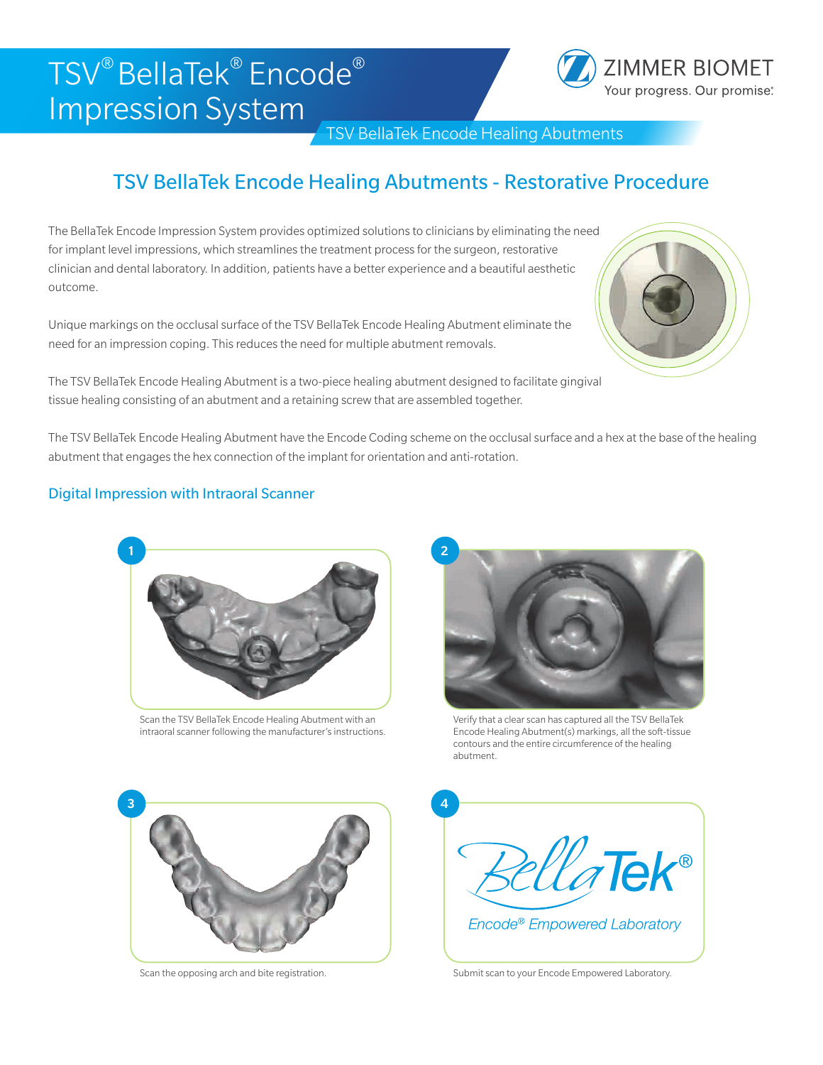# TSV® BellaTek® Encode® Impression System

ZIMMER BIOMET
Your progress. Our promise.

TSV BellaTek Encode Healing Abutments

## TSV BellaTek Encode Healing Abutments - Restorative Procedure

The BellaTek Encode Impression System provides optimized solutions to clinicians by eliminating the need for implant level impressions, which streamlines the treatment process for the surgeon, restorative clinician and dental laboratory. In addition, patients have a better experience and a beautiful aesthetic outcome.

Unique markings on the occlusal surface of the TSV BellaTek Encode Healing Abutment eliminate the need for an impression coping. This reduces the need for multiple abutment removals.

The TSV BellaTek Encode Healing Abutment is a two-piece healing abutment designed to facilitate gingival tissue healing consisting of an abutment and a retaining screw that are assembled together.

The TSV BellaTek Encode Healing Abutment have the Encode Coding scheme on the occlusal surface and a hex at the base of the healing abutment that engages the hex connection of the implant for orientation and anti-rotation.

### Digital Impression with Intraoral Scanner

1. Scan the TSV BellaTek Encode Healing Abutment with an intraoral scanner following the manufacturer's instructions.

2. Verify that a clear scan has captured all the TSV BellaTek Encode Healing Abutment(s) markings, all the soft-tissue contours and the entire circumference of the healing abutment.

3. Scan the opposing arch and bite registration.

4. BellaTek® Encode® Empowered Laboratory

   Submit scan to your Encode Empowered Laboratory.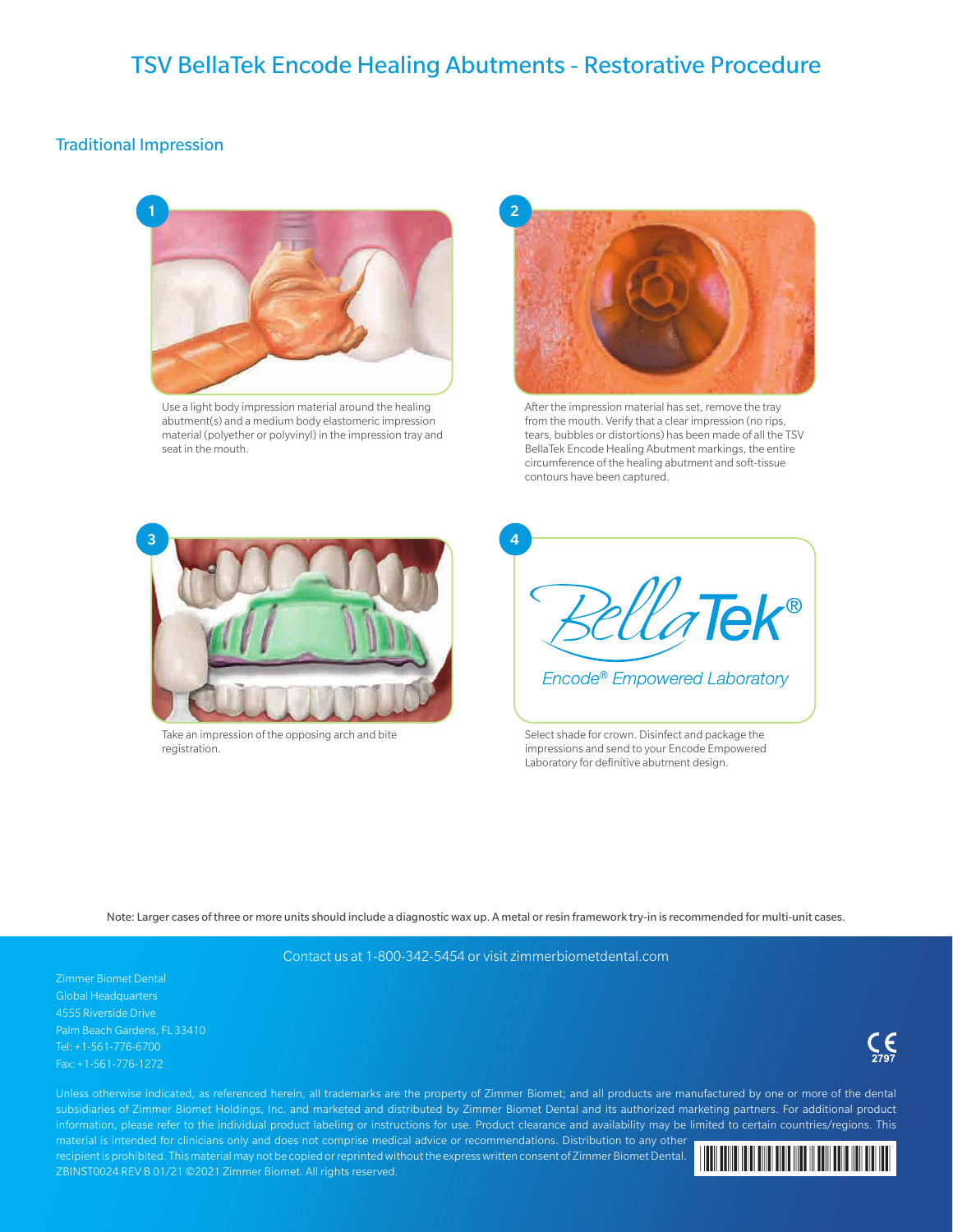# TSV BellaTek Encode Healing Abutments - Restorative Procedure

## Traditional Impression

1

Use a light body impression material around the healing abutment(s) and a medium body elastomeric impression material (polyether or polyvinyl) in the impression tray and seat in the mouth.

2

After the impression material has set, remove the tray from the mouth. Verify that a clear impression (no rips, tears, bubbles or distortions) has been made of all the TSV BellaTek Encode Healing Abutment markings, the entire circumference of the healing abutment and soft-tissue contours have been captured.

3

Take an impression of the opposing arch and bite registration.

4

BellaTek®

*Encode® Empowered Laboratory*

Select shade for crown. Disinfect and package the impressions and send to your Encode Empowered Laboratory for definitive abutment design.

Note: Larger cases of three or more units should include a diagnostic wax up. A metal or resin framework try-in is recommended for multi-unit cases.

Contact us at 1-800-342-5454 or visit zimmerbiometdental.com

Zimmer Biomet Dental
Global Headquarters
4555 Riverside Drive
Palm Beach Gardens, FL 33410
Tel: +1-561-776-6700
Fax: +1-561-776-1272

CE 2797

Unless otherwise indicated, as referenced herein, all trademarks are the property of Zimmer Biomet; and all products are manufactured by one or more of the dental subsidiaries of Zimmer Biomet Holdings, Inc. and marketed and distributed by Zimmer Biomet Dental and its authorized marketing partners. For additional product information, please refer to the individual product labeling or instructions for use. Product clearance and availability may be limited to certain countries/regions. This material is intended for clinicians only and does not comprise medical advice or recommendations. Distribution to any other recipient is prohibited. This material may not be copied or reprinted without the express written consent of Zimmer Biomet Dental. ZBINST0024 REV B 01/21 ©2021 Zimmer Biomet. All rights reserved.